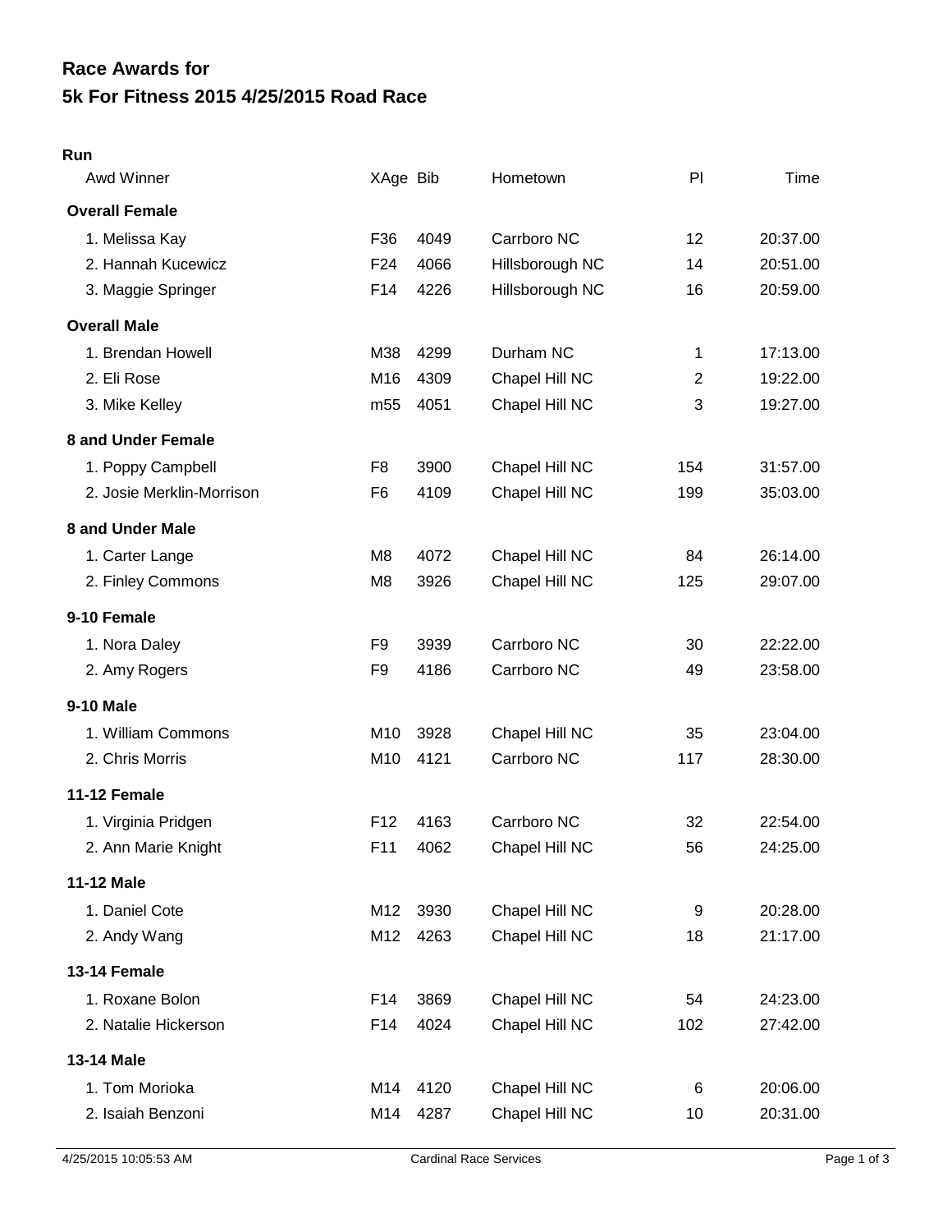# Race Awards for
# 5k For Fitness 2015 4/25/2015 Road Race

**Run**

| Awd Winner | XAge | Bib | Hometown | Pl | Time |
|---|---|---|---|---|---|
| **Overall Female** | | | | | |
| 1. Melissa Kay | F36 | 4049 | Carrboro NC | 12 | 20:37.00 |
| 2. Hannah Kucewicz | F24 | 4066 | Hillsborough NC | 14 | 20:51.00 |
| 3. Maggie Springer | F14 | 4226 | Hillsborough NC | 16 | 20:59.00 |
| **Overall Male** | | | | | |
| 1. Brendan Howell | M38 | 4299 | Durham NC | 1 | 17:13.00 |
| 2. Eli Rose | M16 | 4309 | Chapel Hill NC | 2 | 19:22.00 |
| 3. Mike Kelley | m55 | 4051 | Chapel Hill NC | 3 | 19:27.00 |
| **8 and Under Female** | | | | | |
| 1. Poppy Campbell | F8 | 3900 | Chapel Hill NC | 154 | 31:57.00 |
| 2. Josie Merklin-Morrison | F6 | 4109 | Chapel Hill NC | 199 | 35:03.00 |
| **8 and Under Male** | | | | | |
| 1. Carter Lange | M8 | 4072 | Chapel Hill NC | 84 | 26:14.00 |
| 2. Finley Commons | M8 | 3926 | Chapel Hill NC | 125 | 29:07.00 |
| **9-10 Female** | | | | | |
| 1. Nora Daley | F9 | 3939 | Carrboro NC | 30 | 22:22.00 |
| 2. Amy Rogers | F9 | 4186 | Carrboro NC | 49 | 23:58.00 |
| **9-10 Male** | | | | | |
| 1. William Commons | M10 | 3928 | Chapel Hill NC | 35 | 23:04.00 |
| 2. Chris Morris | M10 | 4121 | Carrboro NC | 117 | 28:30.00 |
| **11-12 Female** | | | | | |
| 1. Virginia Pridgen | F12 | 4163 | Carrboro NC | 32 | 22:54.00 |
| 2. Ann Marie Knight | F11 | 4062 | Chapel Hill NC | 56 | 24:25.00 |
| **11-12 Male** | | | | | |
| 1. Daniel Cote | M12 | 3930 | Chapel Hill NC | 9 | 20:28.00 |
| 2. Andy Wang | M12 | 4263 | Chapel Hill NC | 18 | 21:17.00 |
| **13-14 Female** | | | | | |
| 1. Roxane Bolon | F14 | 3869 | Chapel Hill NC | 54 | 24:23.00 |
| 2. Natalie Hickerson | F14 | 4024 | Chapel Hill NC | 102 | 27:42.00 |
| **13-14 Male** | | | | | |
| 1. Tom Morioka | M14 | 4120 | Chapel Hill NC | 6 | 20:06.00 |
| 2. Isaiah Benzoni | M14 | 4287 | Chapel Hill NC | 10 | 20:31.00 |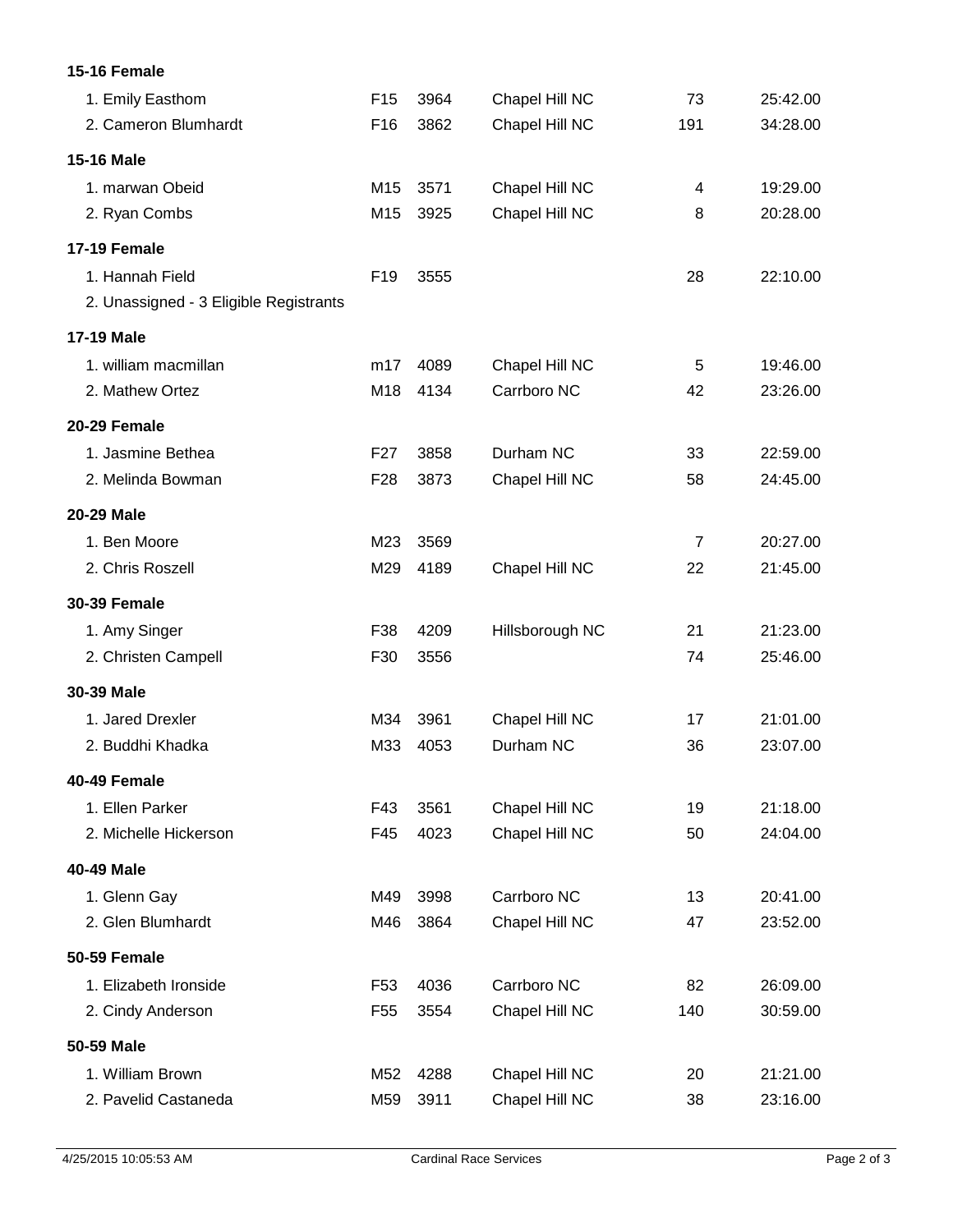**15-16 Female**

| | | | | | |
|---|---|---|---|---|---|
| 1. Emily Easthom | F15 | 3964 | Chapel Hill NC | 73 | 25:42.00 |
| 2. Cameron Blumhardt | F16 | 3862 | Chapel Hill NC | 191 | 34:28.00 |

**15-16 Male**

| | | | | | |
|---|---|---|---|---|---|
| 1. marwan Obeid | M15 | 3571 | Chapel Hill NC | 4 | 19:29.00 |
| 2. Ryan Combs | M15 | 3925 | Chapel Hill NC | 8 | 20:28.00 |

**17-19 Female**

| | | | | | |
|---|---|---|---|---|---|
| 1. Hannah Field | F19 | 3555 | | 28 | 22:10.00 |
| 2. Unassigned - 3 Eligible Registrants | | | | | |

**17-19 Male**

| | | | | | |
|---|---|---|---|---|---|
| 1. william macmillan | m17 | 4089 | Chapel Hill NC | 5 | 19:46.00 |
| 2. Mathew Ortez | M18 | 4134 | Carrboro NC | 42 | 23:26.00 |

**20-29 Female**

| | | | | | |
|---|---|---|---|---|---|
| 1. Jasmine Bethea | F27 | 3858 | Durham NC | 33 | 22:59.00 |
| 2. Melinda Bowman | F28 | 3873 | Chapel Hill NC | 58 | 24:45.00 |

**20-29 Male**

| | | | | | |
|---|---|---|---|---|---|
| 1. Ben Moore | M23 | 3569 | | 7 | 20:27.00 |
| 2. Chris Roszell | M29 | 4189 | Chapel Hill NC | 22 | 21:45.00 |

**30-39 Female**

| | | | | | |
|---|---|---|---|---|---|
| 1. Amy Singer | F38 | 4209 | Hillsborough NC | 21 | 21:23.00 |
| 2. Christen Campell | F30 | 3556 | | 74 | 25:46.00 |

**30-39 Male**

| | | | | | |
|---|---|---|---|---|---|
| 1. Jared Drexler | M34 | 3961 | Chapel Hill NC | 17 | 21:01.00 |
| 2. Buddhi Khadka | M33 | 4053 | Durham NC | 36 | 23:07.00 |

**40-49 Female**

| | | | | | |
|---|---|---|---|---|---|
| 1. Ellen Parker | F43 | 3561 | Chapel Hill NC | 19 | 21:18.00 |
| 2. Michelle Hickerson | F45 | 4023 | Chapel Hill NC | 50 | 24:04.00 |

**40-49 Male**

| | | | | | |
|---|---|---|---|---|---|
| 1. Glenn Gay | M49 | 3998 | Carrboro NC | 13 | 20:41.00 |
| 2. Glen Blumhardt | M46 | 3864 | Chapel Hill NC | 47 | 23:52.00 |

**50-59 Female**

| | | | | | |
|---|---|---|---|---|---|
| 1. Elizabeth Ironside | F53 | 4036 | Carrboro NC | 82 | 26:09.00 |
| 2. Cindy Anderson | F55 | 3554 | Chapel Hill NC | 140 | 30:59.00 |

**50-59 Male**

| | | | | | |
|---|---|---|---|---|---|
| 1. William Brown | M52 | 4288 | Chapel Hill NC | 20 | 21:21.00 |
| 2. Pavelid Castaneda | M59 | 3911 | Chapel Hill NC | 38 | 23:16.00 |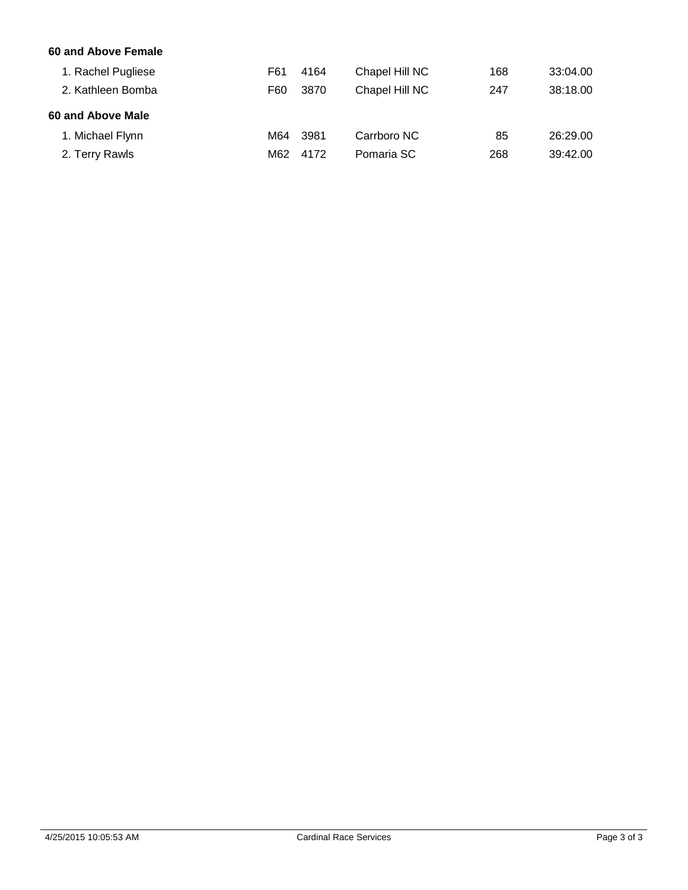### 60 and Above Female

| | | | | | |
|---|---|---|---|---|---|
| 1. Rachel Pugliese | F61 | 4164 | Chapel Hill NC | 168 | 33:04.00 |
| 2. Kathleen Bomba | F60 | 3870 | Chapel Hill NC | 247 | 38:18.00 |

### 60 and Above Male

| | | | | | |
|---|---|---|---|---|---|
| 1. Michael Flynn | M64 | 3981 | Carrboro NC | 85 | 26:29.00 |
| 2. Terry Rawls | M62 | 4172 | Pomaria SC | 268 | 39:42.00 |